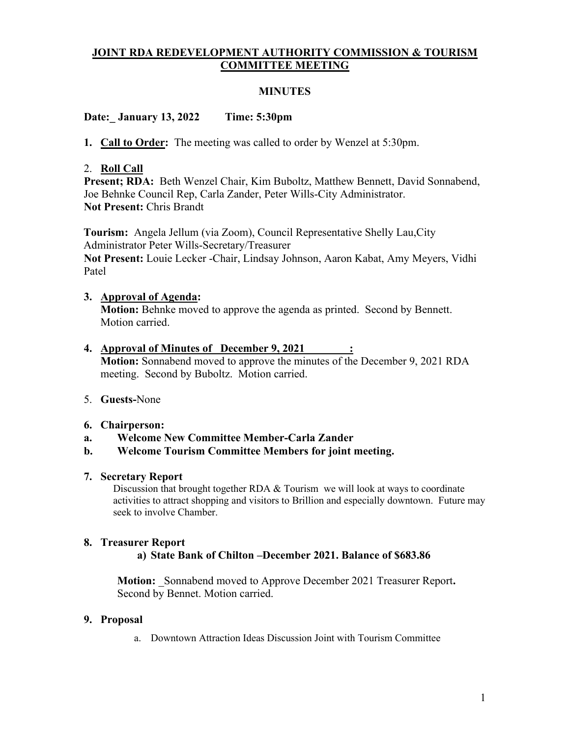# JOINT RDA REDEVELOPMENT AUTHORITY COMMISSION & TOURISM COMMITTEE MEETING

## MINUTES

**Date:_ January 13, 2022 Time: 5:30pm**

1. **Call to Order:** The meeting was called to order by Wenzel at 5:30pm.

2. **Roll Call**

**Present; RDA:** Beth Wenzel Chair, Kim Buboltz, Matthew Bennett, David Sonnabend, Joe Behnke Council Rep, Carla Zander, Peter Wills-City Administrator.
**Not Present:** Chris Brandt

**Tourism:** Angela Jellum (via Zoom), Council Representative Shelly Lau,City Administrator Peter Wills-Secretary/Treasurer
**Not Present:** Louie Lecker -Chair, Lindsay Johnson, Aaron Kabat, Amy Meyers, Vidhi Patel

3. **Approval of Agenda:**
   **Motion:** Behnke moved to approve the agenda as printed. Second by Bennett. Motion carried.

4. **Approval of Minutes of December 9, 2021 :**
   **Motion:** Sonnabend moved to approve the minutes of the December 9, 2021 RDA meeting. Second by Buboltz. Motion carried.

5. **Guests-**None

6. **Chairperson:**

a. **Welcome New Committee Member-Carla Zander**

b. **Welcome Tourism Committee Members for joint meeting.**

7. **Secretary Report**
   Discussion that brought together RDA & Tourism we will look at ways to coordinate activities to attract shopping and visitors to Brillion and especially downtown. Future may seek to involve Chamber.

8. **Treasurer Report**
   a) **State Bank of Chilton –December 2021. Balance of $683.86**

   **Motion:** _Sonnabend moved to Approve December 2021 Treasurer Report**.** Second by Bennet. Motion carried.

9. **Proposal**
   a. Downtown Attraction Ideas Discussion Joint with Tourism Committee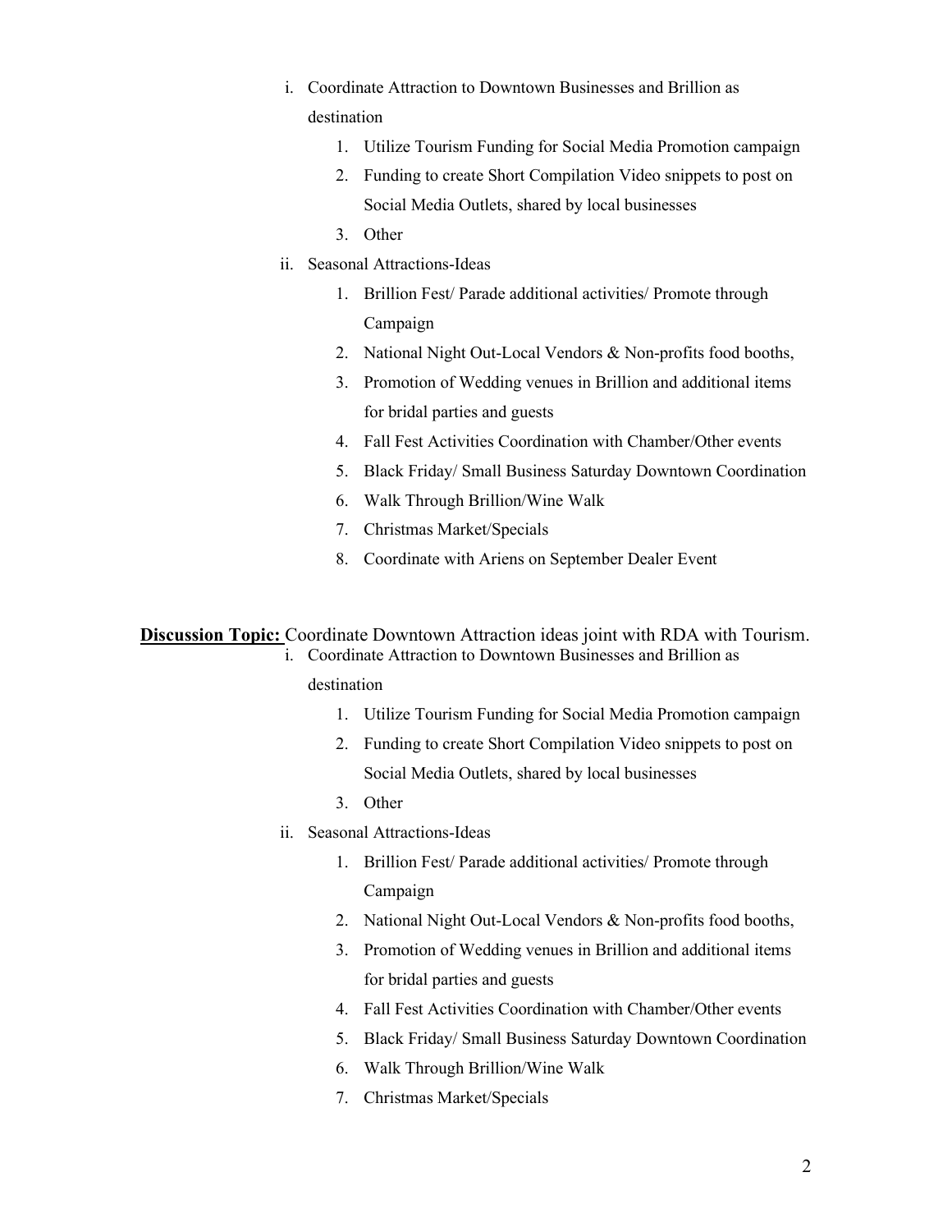- i. Coordinate Attraction to Downtown Businesses and Brillion as destination
  1. Utilize Tourism Funding for Social Media Promotion campaign
  2. Funding to create Short Compilation Video snippets to post on Social Media Outlets, shared by local businesses
  3. Other
- ii. Seasonal Attractions-Ideas
  1. Brillion Fest/ Parade additional activities/ Promote through Campaign
  2. National Night Out-Local Vendors & Non-profits food booths,
  3. Promotion of Wedding venues in Brillion and additional items for bridal parties and guests
  4. Fall Fest Activities Coordination with Chamber/Other events
  5. Black Friday/ Small Business Saturday Downtown Coordination
  6. Walk Through Brillion/Wine Walk
  7. Christmas Market/Specials
  8. Coordinate with Ariens on September Dealer Event

**Discussion Topic:** Coordinate Downtown Attraction ideas joint with RDA with Tourism.

- i. Coordinate Attraction to Downtown Businesses and Brillion as destination
  1. Utilize Tourism Funding for Social Media Promotion campaign
  2. Funding to create Short Compilation Video snippets to post on Social Media Outlets, shared by local businesses
  3. Other
- ii. Seasonal Attractions-Ideas
  1. Brillion Fest/ Parade additional activities/ Promote through Campaign
  2. National Night Out-Local Vendors & Non-profits food booths,
  3. Promotion of Wedding venues in Brillion and additional items for bridal parties and guests
  4. Fall Fest Activities Coordination with Chamber/Other events
  5. Black Friday/ Small Business Saturday Downtown Coordination
  6. Walk Through Brillion/Wine Walk
  7. Christmas Market/Specials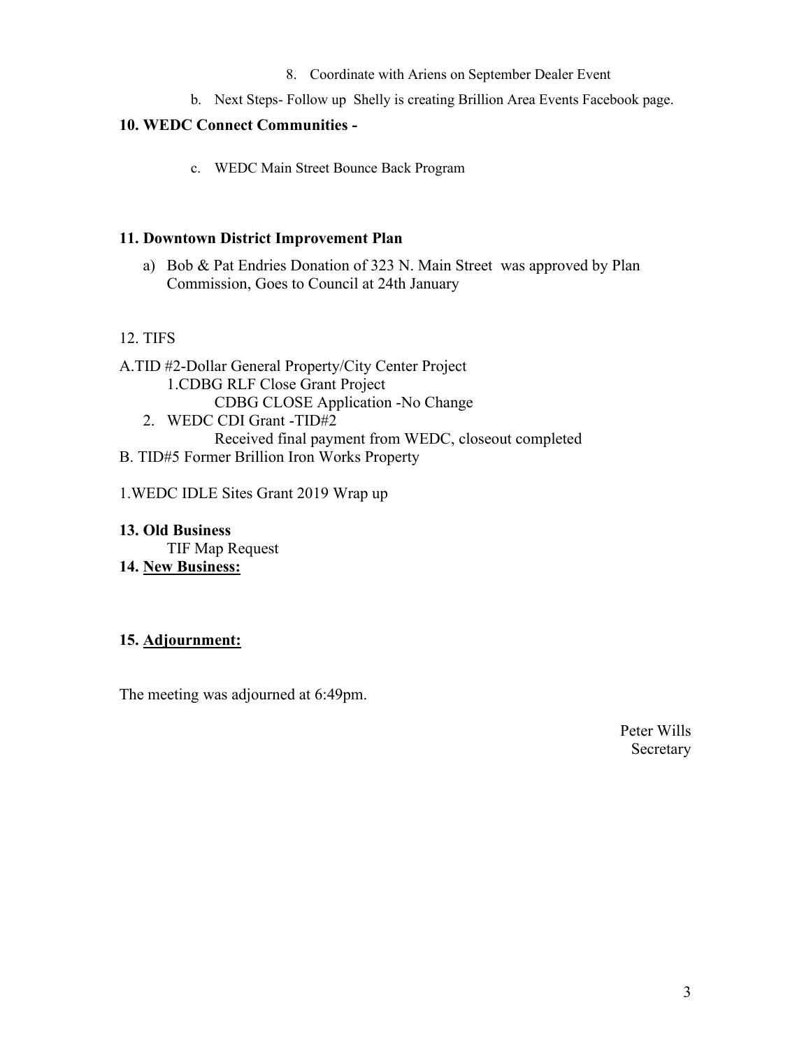8. Coordinate with Ariens on September Dealer Event

b. Next Steps- Follow up Shelly is creating Brillion Area Events Facebook page.

**10. WEDC Connect Communities -**

c. WEDC Main Street Bounce Back Program

**11. Downtown District Improvement Plan**

a) Bob & Pat Endries Donation of 323 N. Main Street was approved by Plan Commission, Goes to Council at 24th January

12. TIFS

A.TID #2-Dollar General Property/City Center Project

1.CDBG RLF Close Grant Project

CDBG CLOSE Application -No Change

2. WEDC CDI Grant -TID#2

Received final payment from WEDC, closeout completed

B. TID#5 Former Brillion Iron Works Property

1.WEDC IDLE Sites Grant 2019 Wrap up

**13. Old Business**

TIF Map Request

**14. <u>New Business:</u>**

**15. <u>Adjournment:</u>**

The meeting was adjourned at 6:49pm.

Peter Wills
Secretary